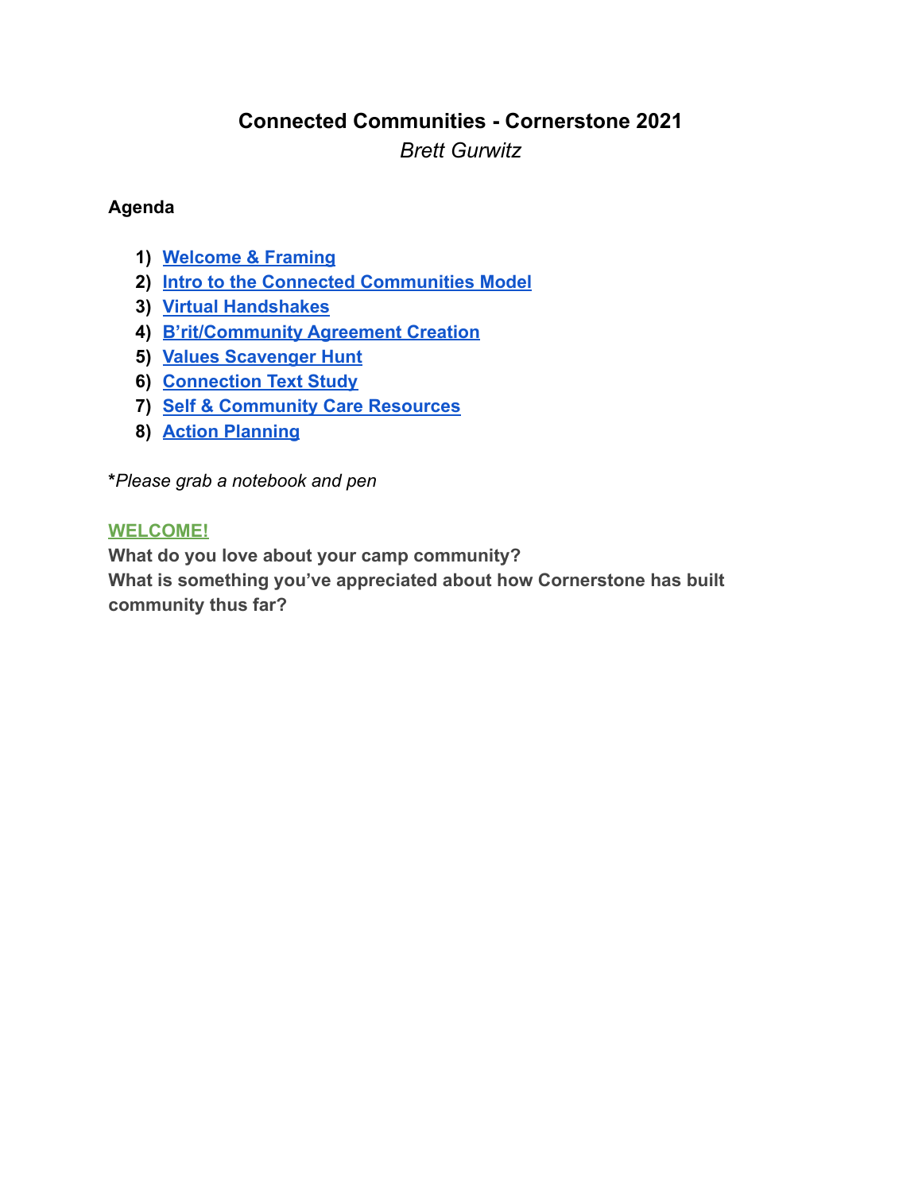# Connected Communities - Cornerstone 2021

*Brett Gurwitz*

**Agenda**

1) **Welcome & Framing**
2) **Intro to the Connected Communities Model**
3) **Virtual Handshakes**
4) **B'rit/Community Agreement Creation**
5) **Values Scavenger Hunt**
6) **Connection Text Study**
7) **Self & Community Care Resources**
8) **Action Planning**

**\****Please grab a notebook and pen*

**WELCOME!**

**What do you love about your camp community?**

**What is something you've appreciated about how Cornerstone has built community thus far?**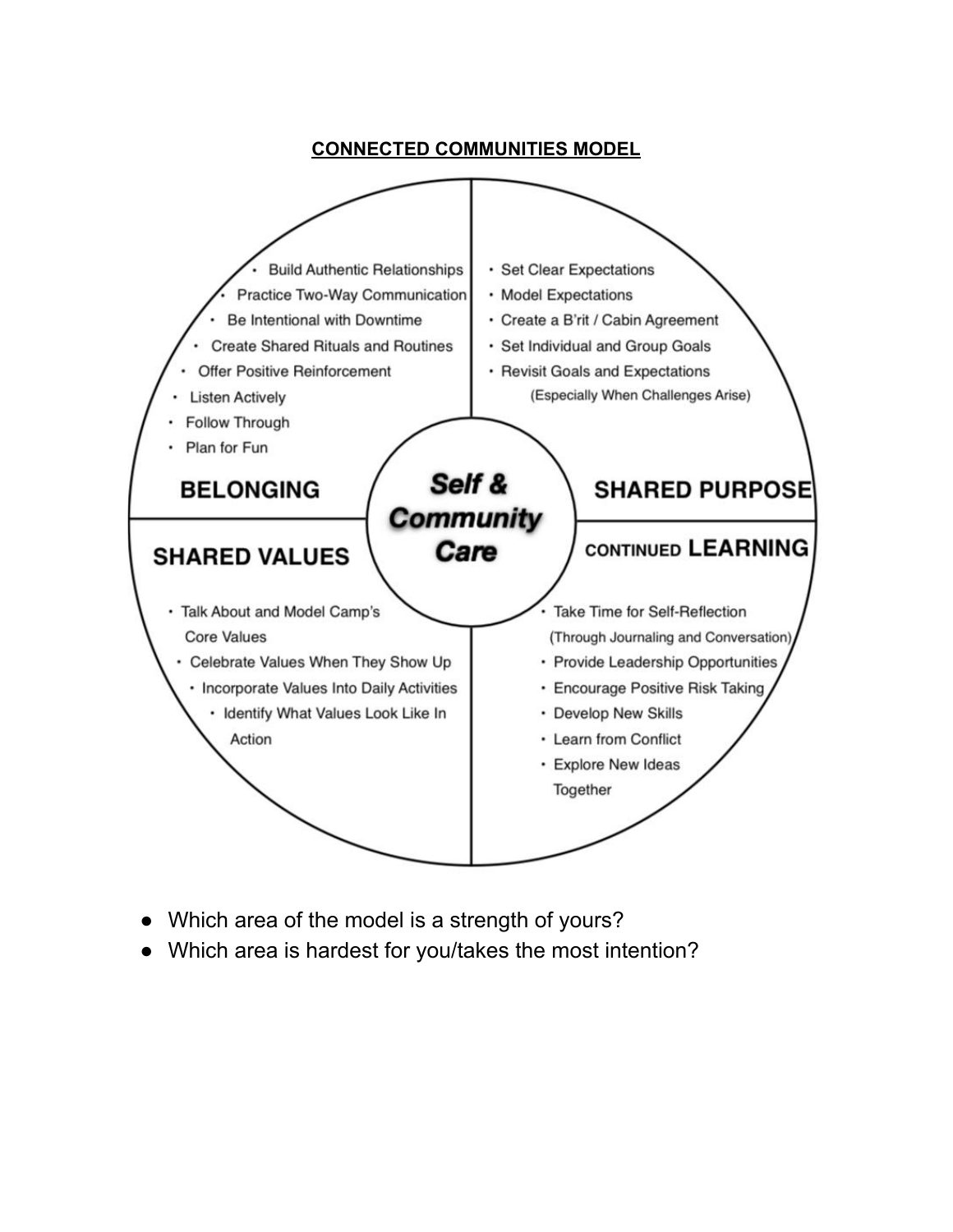**CONNECTED COMMUNITIES MODEL**

***Self & Community Care***

## BELONGING

- Build Authentic Relationships
- Practice Two-Way Communication
- Be Intentional with Downtime
- Create Shared Rituals and Routines
- Offer Positive Reinforcement
- Listen Actively
- Follow Through
- Plan for Fun

## SHARED PURPOSE

- Set Clear Expectations
- Model Expectations
- Create a B'rit / Cabin Agreement
- Set Individual and Group Goals
- Revisit Goals and Expectations (Especially When Challenges Arise)

## SHARED VALUES

- Talk About and Model Camp's Core Values
- Celebrate Values When They Show Up
- Incorporate Values Into Daily Activities
- Identify What Values Look Like In Action

## CONTINUED LEARNING

- Take Time for Self-Reflection (Through Journaling and Conversation)
- Provide Leadership Opportunities
- Encourage Positive Risk Taking
- Develop New Skills
- Learn from Conflict
- Explore New Ideas Together

---

- Which area of the model is a strength of yours?
- Which area is hardest for you/takes the most intention?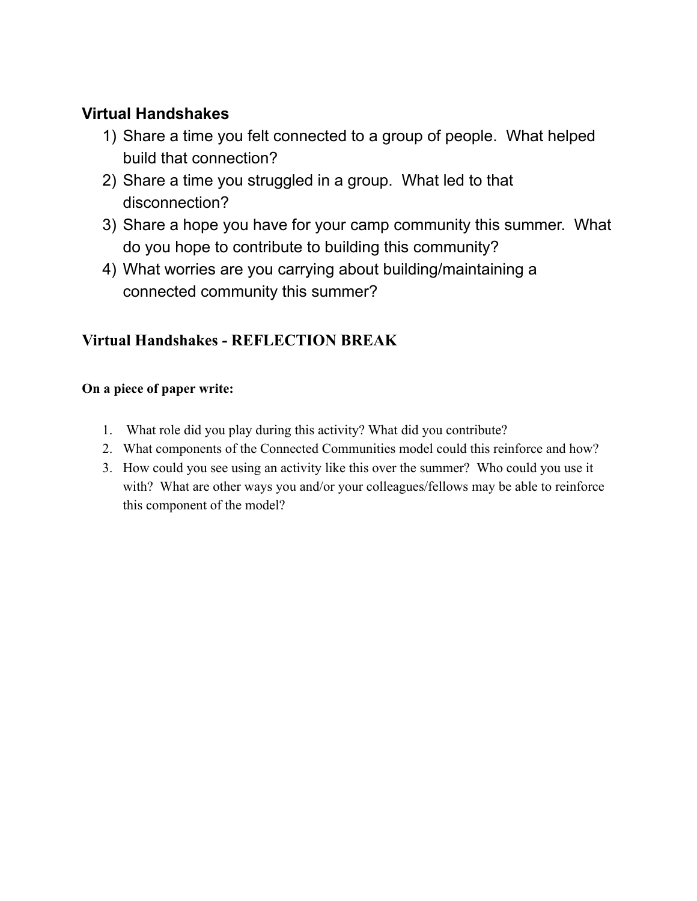### Virtual Handshakes

1) Share a time you felt connected to a group of people. What helped build that connection?
2) Share a time you struggled in a group. What led to that disconnection?
3) Share a hope you have for your camp community this summer. What do you hope to contribute to building this community?
4) What worries are you carrying about building/maintaining a connected community this summer?

### Virtual Handshakes - REFLECTION BREAK

**On a piece of paper write:**

1. What role did you play during this activity? What did you contribute?
2. What components of the Connected Communities model could this reinforce and how?
3. How could you see using an activity like this over the summer? Who could you use it with? What are other ways you and/or your colleagues/fellows may be able to reinforce this component of the model?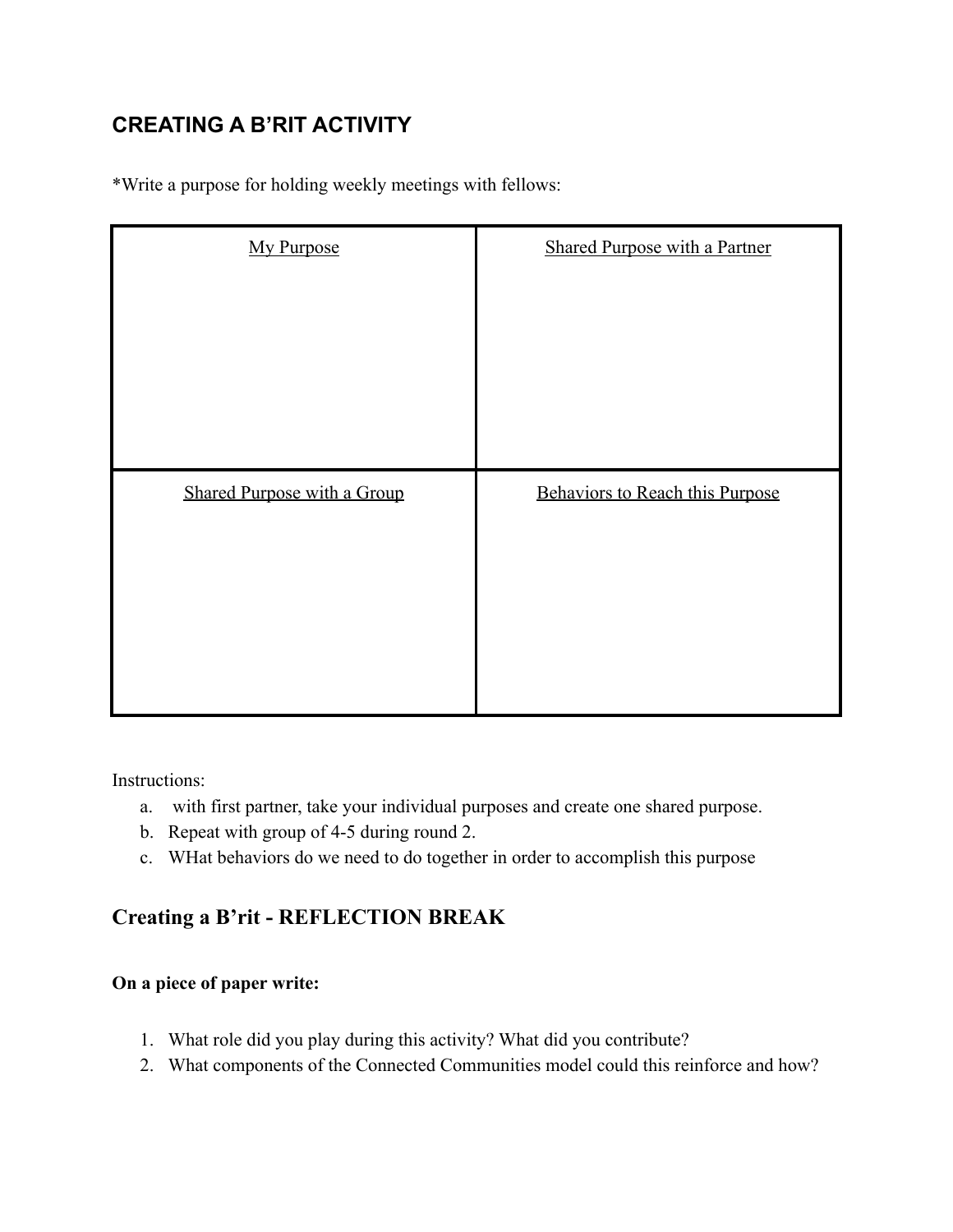## CREATING A B'RIT ACTIVITY

*Write a purpose for holding weekly meetings with fellows:

| My Purpose | Shared Purpose with a Partner |
|---|---|
| | |
| **Shared Purpose with a Group** | **Behaviors to Reach this Purpose** |
| | |

Instructions:

a. with first partner, take your individual purposes and create one shared purpose.
b. Repeat with group of 4-5 during round 2.
c. WHat behaviors do we need to do together in order to accomplish this purpose

## Creating a B'rit - REFLECTION BREAK

**On a piece of paper write:**

1. What role did you play during this activity? What did you contribute?
2. What components of the Connected Communities model could this reinforce and how?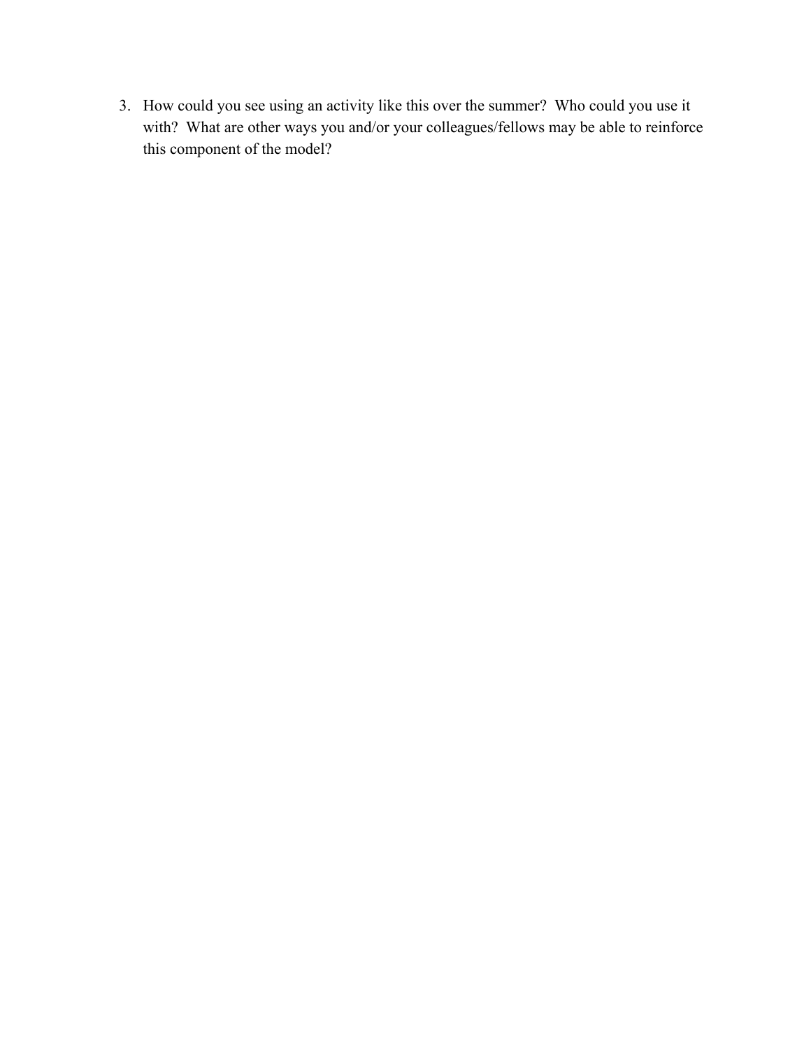3. How could you see using an activity like this over the summer? Who could you use it with? What are other ways you and/or your colleagues/fellows may be able to reinforce this component of the model?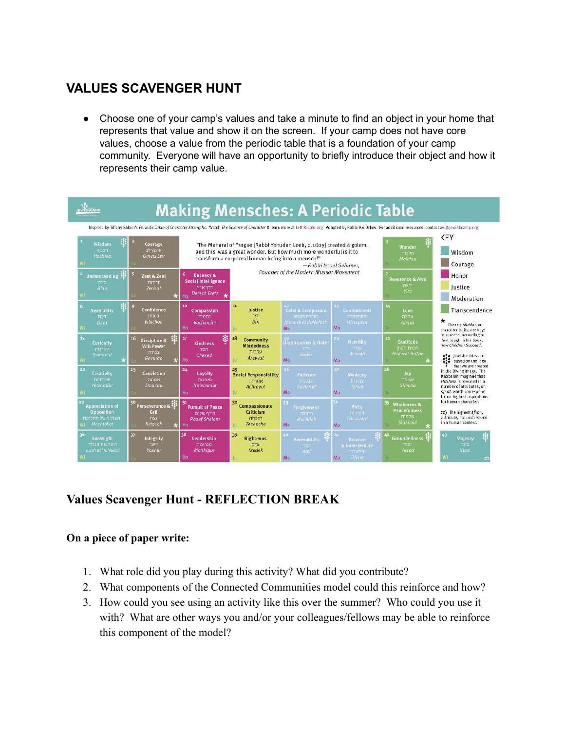## VALUES SCAVENGER HUNT

- Choose one of your camp's values and take a minute to find an object in your home that represents that value and show it on the screen. If your camp does not have core values, choose a value from the periodic table that is a foundation of your camp community. Everyone will have an opportunity to briefly introduce their object and how it represents their camp value.

### Making Mensches: A Periodic Table

Inspired by Tiffany Shlain's *Periodic Table of Character Strengths*. Watch *The Science of Character* & learn more at LetItRipple.org. Adapted by Rabbi Avi Orlow. For additional resources, contact avi@jewishcamp.org.

"The Maharal of Prague [Rabbi Yehudah Loeb, d.1609] created a golem, and this was a great wonder. But how much more wonderful is it to transform a corporeal human being into a mensch!"
— *Rabbi Israel Salanter, Founder of the Modern Mussar Movement*

| | | | | | | | |
|---|---|---|---|---|---|---|---|
| 1 Wisdom חכמה *Hochma* (Wi) | 2 Courage אומץ לב *Ometz Lev* (Co) | | | | | 3 Wonder מלכות *Malchut* (Tr) | |
| 4 Understanding בינה *Bina* (Wi) | 5 Zest & Zeal זריזות *Zerizut* (Co) * | 6 Decency & Social Intelligence דרך ארץ *Derech Eretz* (Ho) * | | | | 7 Reverence & Awe יראה *Yira* (Tr) | |
| 8 Sensibility דעת *Daat* (Wi) | 9 Confidence בטחון *Bitachon* (Co) | 10 Compassion רחמים *Rachamim* (Ho) | 11 Justice דין *Din* (Ju) | 12 Calm & Composure מנוחת הנפש *Menuchat HaNefesh* (Mo) | 13 Contentment הסתפקות *Histapkut* (Mo) | 14 Love אהבה *Ahava* (Tr) | |
| 15 Curiosity סקרנות *Sakranut* (Wi) * | 16 Discipline & Will Power גבורה *Gevurah* (Co) * | 17 Kindness חסד *Chesed* (Ho) | 18 Community Mindedness ערבות *Areyvut* (Ju) | 19 Organization & Order סדר *Seder* (Mo) | 20 Humility ענוה *Anavah* (Mo) | 21 Gratitude הכרת הטוב *Hakarat HaTov* (Tr) * | |
| 22 Creativity יצירתיות *Yetziratiut* (Wi) | 23 Conviction אמונה *Emunah* (Co) | 24 Loyalty נאמנות *Ne'emanut* (Ho) | 25 Social Responsibility אחריות *Achrayut* (Ju) | 26 Patience סבלנות *Savlanut* (Mo) | 27 Modesty צניעות *Tzniut* (Mo) | 28 Joy שמחה *Simcha* (Tr) | |
| 29 Appreciation of Opposition הערכה של מחלוקת *Machloket* (Wi) | 30 Perseverance & Grit נצח *Netzech* (Co) * | 31 Pursuit of Peace רודף שלום *Rodef Shalom* (Ho) * | 32 Compassionate Criticism תוכחה *Tochecha* (Ju) | 33 Forgiveness מחילה *Machilah* (Mo) | 34 Piety חסידות *Chassidut* (Mo) | 35 Wholeness & Peacefulness שלמות *Shleimut* (Tr) * | |
| 36 Foresight רואה את הנולד *Roeh et HaNolad* (Wi) | 37 Integrity יושר *Yosher* (Co) | 38 Leadership מנהיגות *Manhigut* (Ho) | 39 Righteous צדק *Tzedek* (Ju) | 40 Amenability הוד *Hod* (Mo) | 41 Balance & Inner Beauty תפארת *Tiferet* (Mo) | 42 Groundedness יסוד *Yesod* (Tr) | 43 Majesty כתר *Keter* (Wi) ∞ |

**KEY**
- Wisdom
- Courage
- Honor
- Justice
- Moderation
- Transcendence

\* These 7 *Middot*, or character traits, are keys to success, according to Paul Tough in his book, *How Children Succeed*.

Jewish ethics are based on the idea that we are created in the Divine image. The Kabbalah imagined that *HaShem* is revealed in a number of attributes, or *sfirot*, which correspond to our highest aspirations for human character.

∞ The highest *sfirah*, attribute, not understood in a human context.

## Values Scavenger Hunt - REFLECTION BREAK

**On a piece of paper write:**

1. What role did you play during this activity? What did you contribute?
2. What components of the Connected Communities model could this reinforce and how?
3. How could you see using an activity like this over the summer? Who could you use it with? What are other ways you and/or your colleagues/fellows may be able to reinforce this component of the model?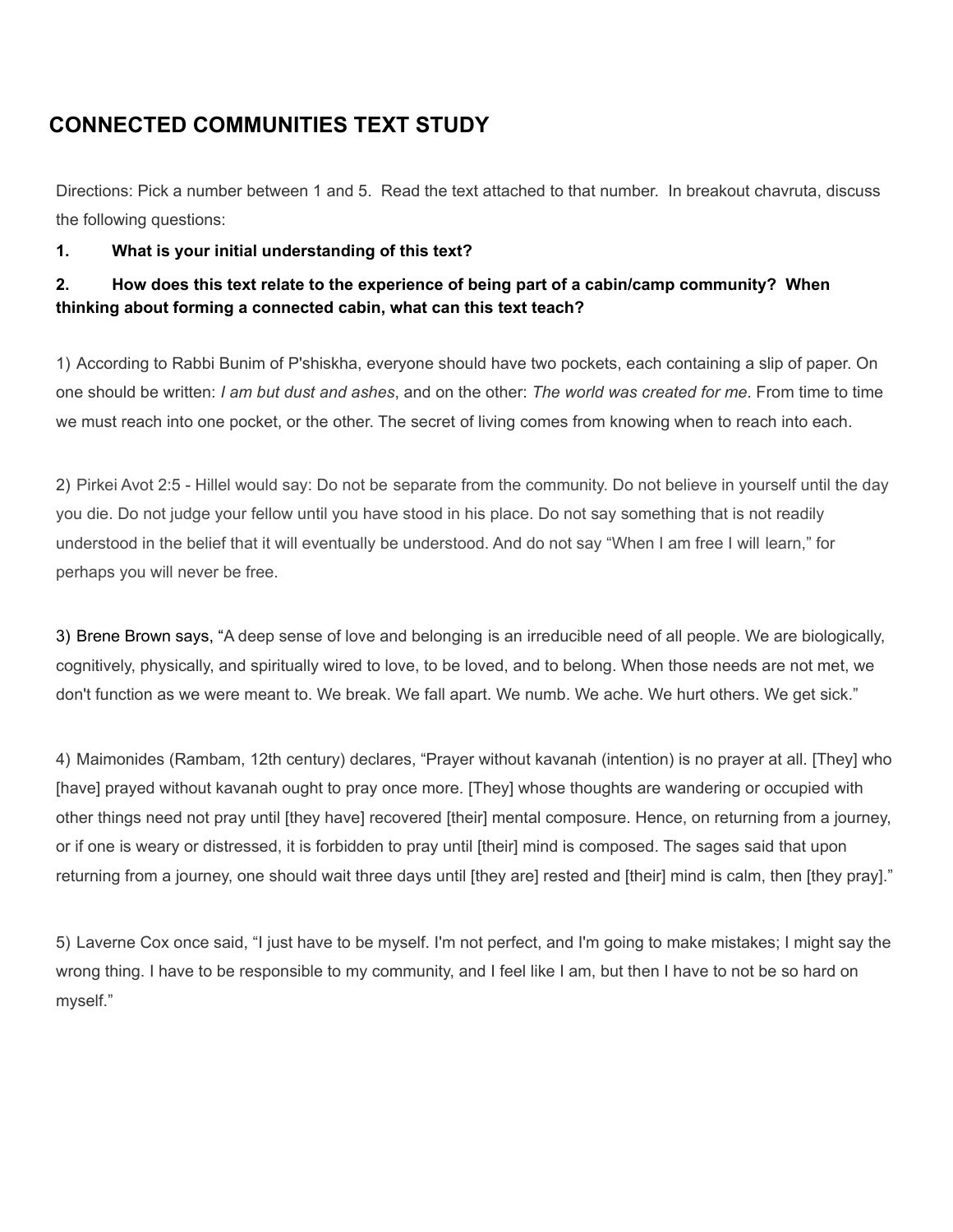# CONNECTED COMMUNITIES TEXT STUDY

Directions: Pick a number between 1 and 5. Read the text attached to that number. In breakout chavruta, discuss the following questions:

**1. What is your initial understanding of this text?**

**2. How does this text relate to the experience of being part of a cabin/camp community? When thinking about forming a connected cabin, what can this text teach?**

1) According to Rabbi Bunim of P'shiskha, everyone should have two pockets, each containing a slip of paper. On one should be written: *I am but dust and ashes*, and on the other: *The world was created for me*. From time to time we must reach into one pocket, or the other. The secret of living comes from knowing when to reach into each.

2) Pirkei Avot 2:5 - Hillel would say: Do not be separate from the community. Do not believe in yourself until the day you die. Do not judge your fellow until you have stood in his place. Do not say something that is not readily understood in the belief that it will eventually be understood. And do not say "When I am free I will learn," for perhaps you will never be free.

3) Brene Brown says, "A deep sense of love and belonging is an irreducible need of all people. We are biologically, cognitively, physically, and spiritually wired to love, to be loved, and to belong. When those needs are not met, we don't function as we were meant to. We break. We fall apart. We numb. We ache. We hurt others. We get sick."

4) Maimonides (Rambam, 12th century) declares, "Prayer without kavanah (intention) is no prayer at all. [They] who [have] prayed without kavanah ought to pray once more. [They] whose thoughts are wandering or occupied with other things need not pray until [they have] recovered [their] mental composure. Hence, on returning from a journey, or if one is weary or distressed, it is forbidden to pray until [their] mind is composed. The sages said that upon returning from a journey, one should wait three days until [they are] rested and [their] mind is calm, then [they pray]."

5) Laverne Cox once said, "I just have to be myself. I'm not perfect, and I'm going to make mistakes; I might say the wrong thing. I have to be responsible to my community, and I feel like I am, but then I have to not be so hard on myself."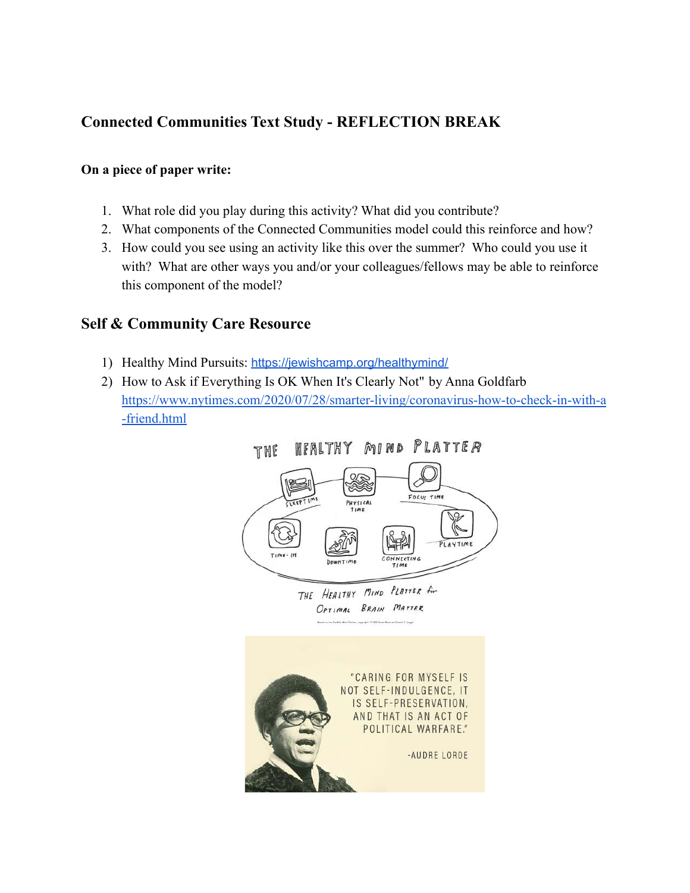## Connected Communities Text Study - REFLECTION BREAK

**On a piece of paper write:**

1. What role did you play during this activity? What did you contribute?
2. What components of the Connected Communities model could this reinforce and how?
3. How could you see using an activity like this over the summer? Who could you use it with? What are other ways you and/or your colleagues/fellows may be able to reinforce this component of the model?

## Self & Community Care Resource

1) Healthy Mind Pursuits: https://jewishcamp.org/healthymind/
2) How to Ask if Everything Is OK When It's Clearly Not" by Anna Goldfarb https://www.nytimes.com/2020/07/28/smarter-living/coronavirus-how-to-check-in-with-a-friend.html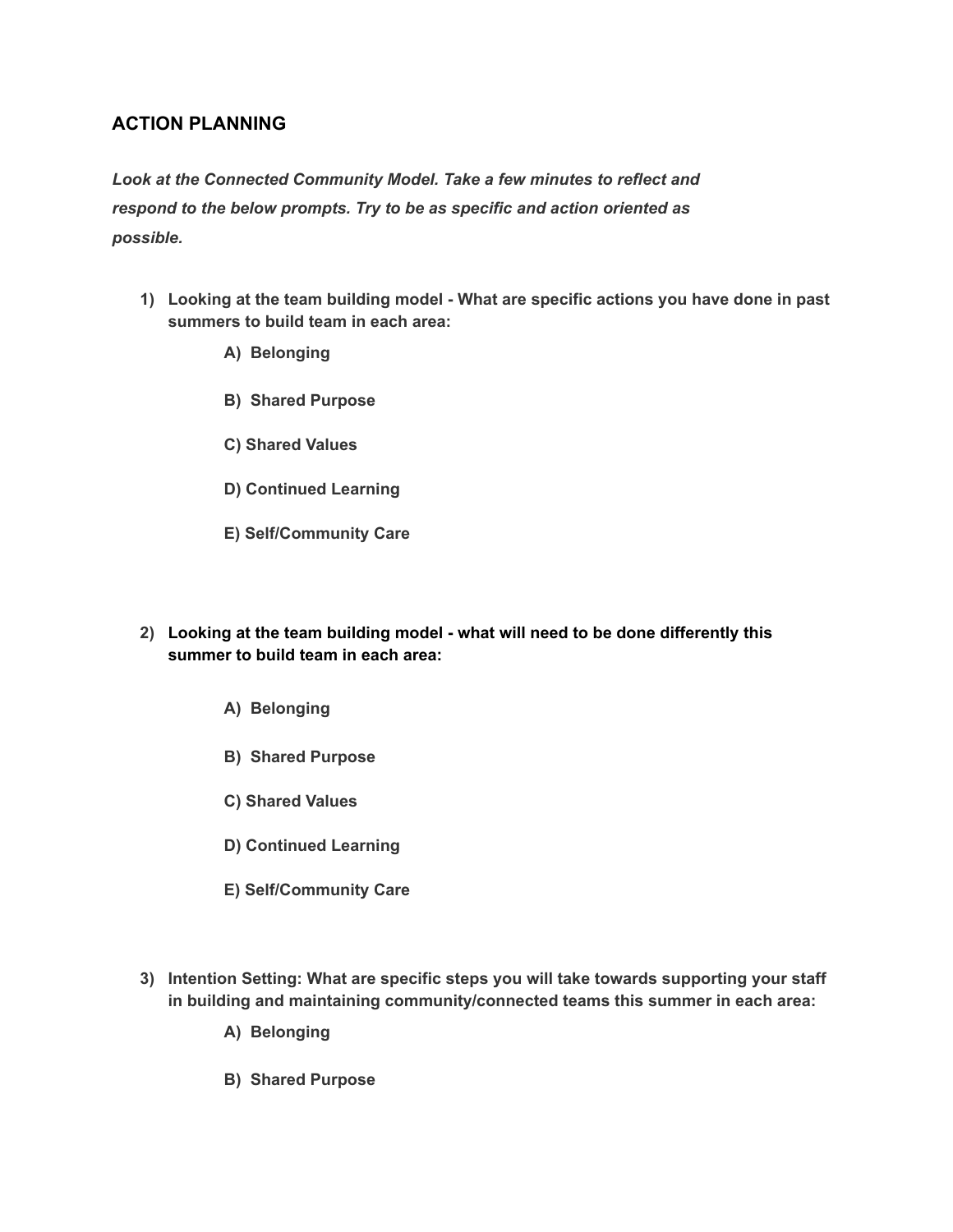## ACTION PLANNING

***Look at the Connected Community Model. Take a few minutes to reflect and respond to the below prompts. Try to be as specific and action oriented as possible.***

1) **Looking at the team building model - What are specific actions you have done in past summers to build team in each area:**

    **A) Belonging**

    **B) Shared Purpose**

    **C) Shared Values**

    **D) Continued Learning**

    **E) Self/Community Care**

2) **Looking at the team building model - what will need to be done differently this summer to build team in each area:**

    **A) Belonging**

    **B) Shared Purpose**

    **C) Shared Values**

    **D) Continued Learning**

    **E) Self/Community Care**

3) **Intention Setting: What are specific steps you will take towards supporting your staff in building and maintaining community/connected teams this summer in each area:**

    **A) Belonging**

    **B) Shared Purpose**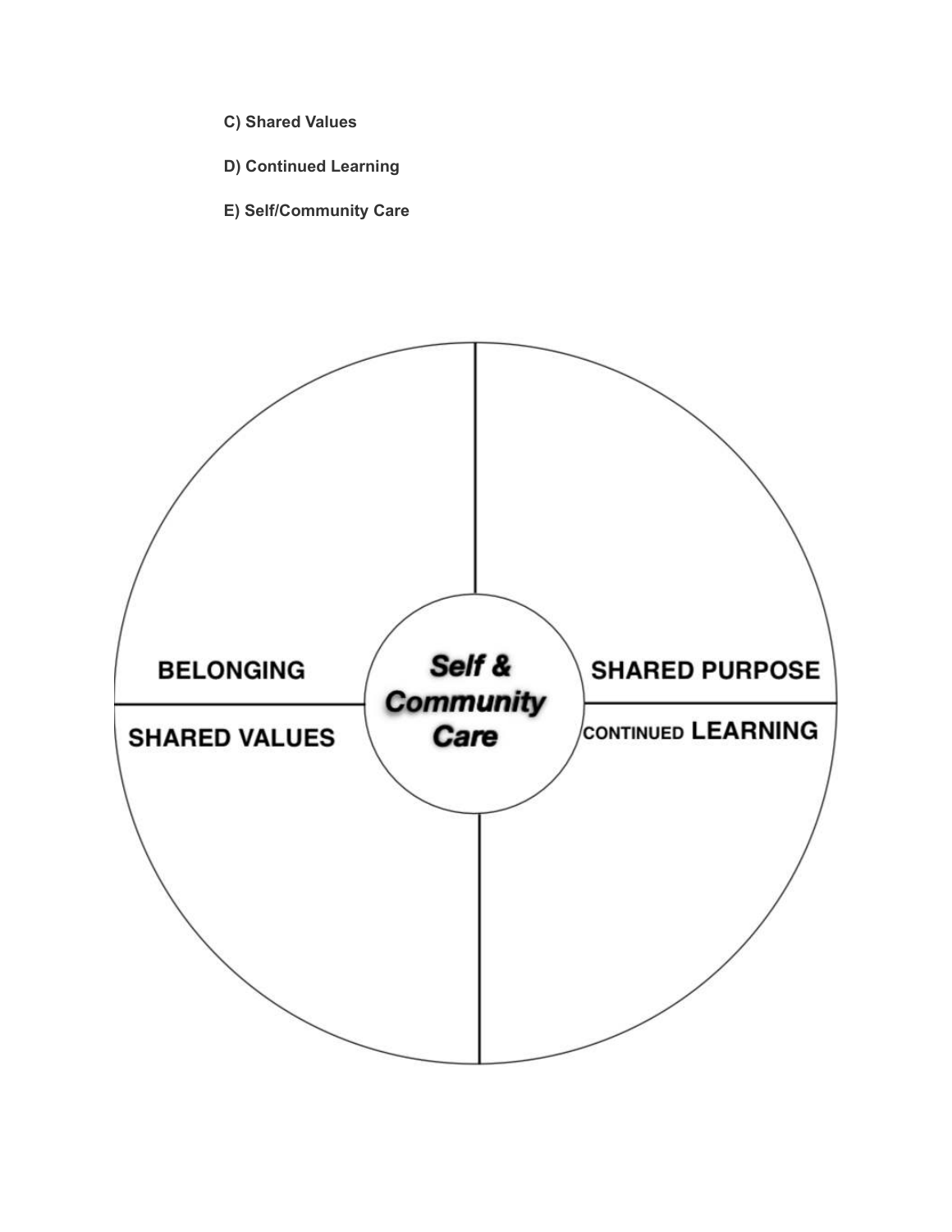**C) Shared Values**

**D) Continued Learning**

**E) Self/Community Care**

BELONGING

SHARED PURPOSE

SHARED VALUES

CONTINUED LEARNING

Self & Community Care